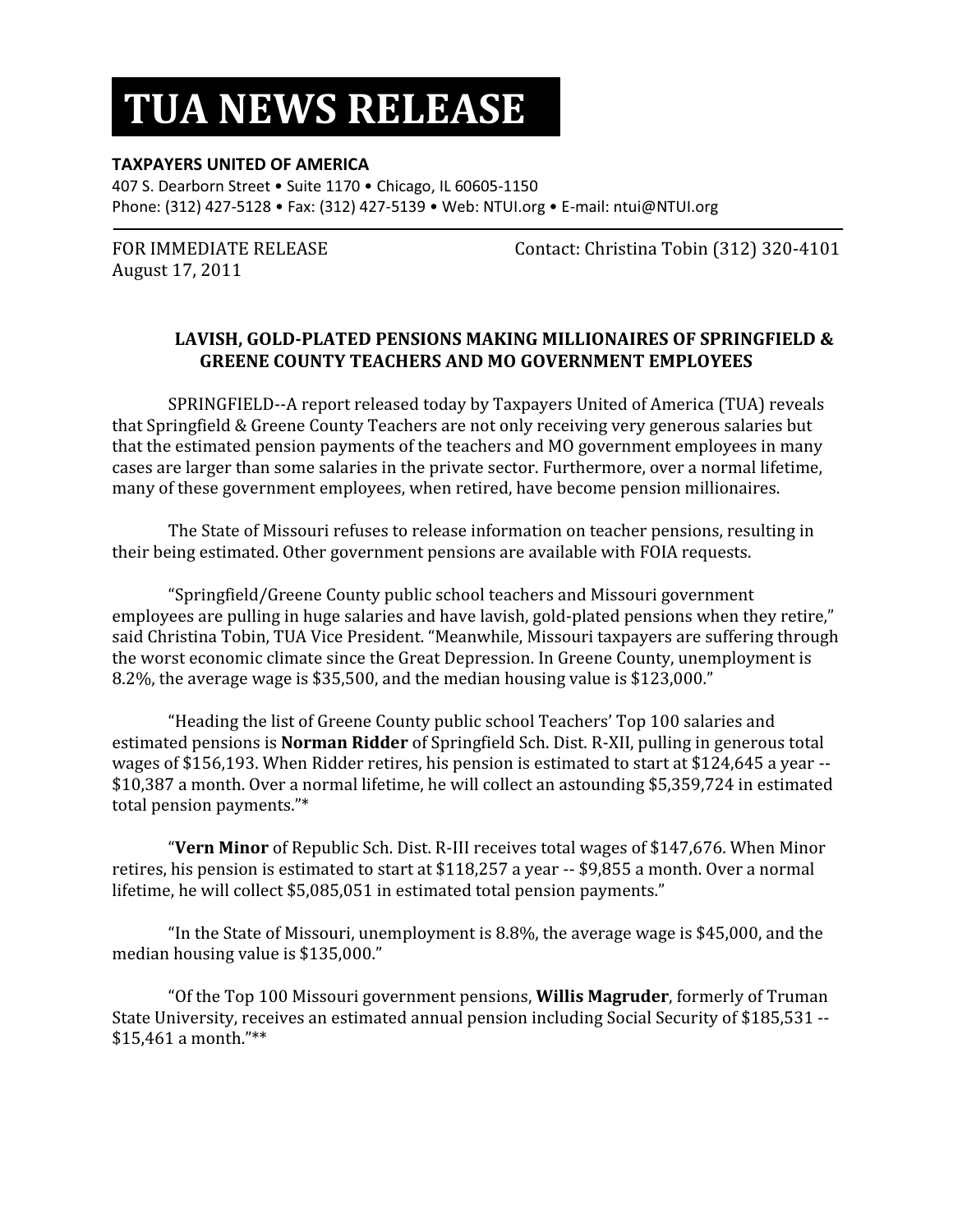# TUA NEWS RELEASE

**TAXPAYERS UNITED OF AMERICA**
407 S. Dearborn Street • Suite 1170 • Chicago, IL 60605-1150
Phone: (312) 427-5128 • Fax: (312) 427-5139 • Web: NTUI.org • E-mail: ntui@NTUI.org

FOR IMMEDIATE RELEASE
August 17, 2011

Contact: Christina Tobin (312) 320-4101

**LAVISH, GOLD-PLATED PENSIONS MAKING MILLIONAIRES OF SPRINGFIELD & GREENE COUNTY TEACHERS AND MO GOVERNMENT EMPLOYEES**

SPRINGFIELD--A report released today by Taxpayers United of America (TUA) reveals that Springfield & Greene County Teachers are not only receiving very generous salaries but that the estimated pension payments of the teachers and MO government employees in many cases are larger than some salaries in the private sector. Furthermore, over a normal lifetime, many of these government employees, when retired, have become pension millionaires.

The State of Missouri refuses to release information on teacher pensions, resulting in their being estimated. Other government pensions are available with FOIA requests.

"Springfield/Greene County public school teachers and Missouri government employees are pulling in huge salaries and have lavish, gold-plated pensions when they retire," said Christina Tobin, TUA Vice President. "Meanwhile, Missouri taxpayers are suffering through the worst economic climate since the Great Depression. In Greene County, unemployment is 8.2%, the average wage is $35,500, and the median housing value is $123,000."

"Heading the list of Greene County public school Teachers' Top 100 salaries and estimated pensions is **Norman Ridder** of Springfield Sch. Dist. R-XII, pulling in generous total wages of $156,193. When Ridder retires, his pension is estimated to start at $124,645 a year -- $10,387 a month. Over a normal lifetime, he will collect an astounding $5,359,724 in estimated total pension payments."*

"**Vern Minor** of Republic Sch. Dist. R-III receives total wages of $147,676. When Minor retires, his pension is estimated to start at $118,257 a year -- $9,855 a month. Over a normal lifetime, he will collect $5,085,051 in estimated total pension payments."

"In the State of Missouri, unemployment is 8.8%, the average wage is $45,000, and the median housing value is $135,000."

"Of the Top 100 Missouri government pensions, **Willis Magruder**, formerly of Truman State University, receives an estimated annual pension including Social Security of $185,531 -- $15,461 a month."**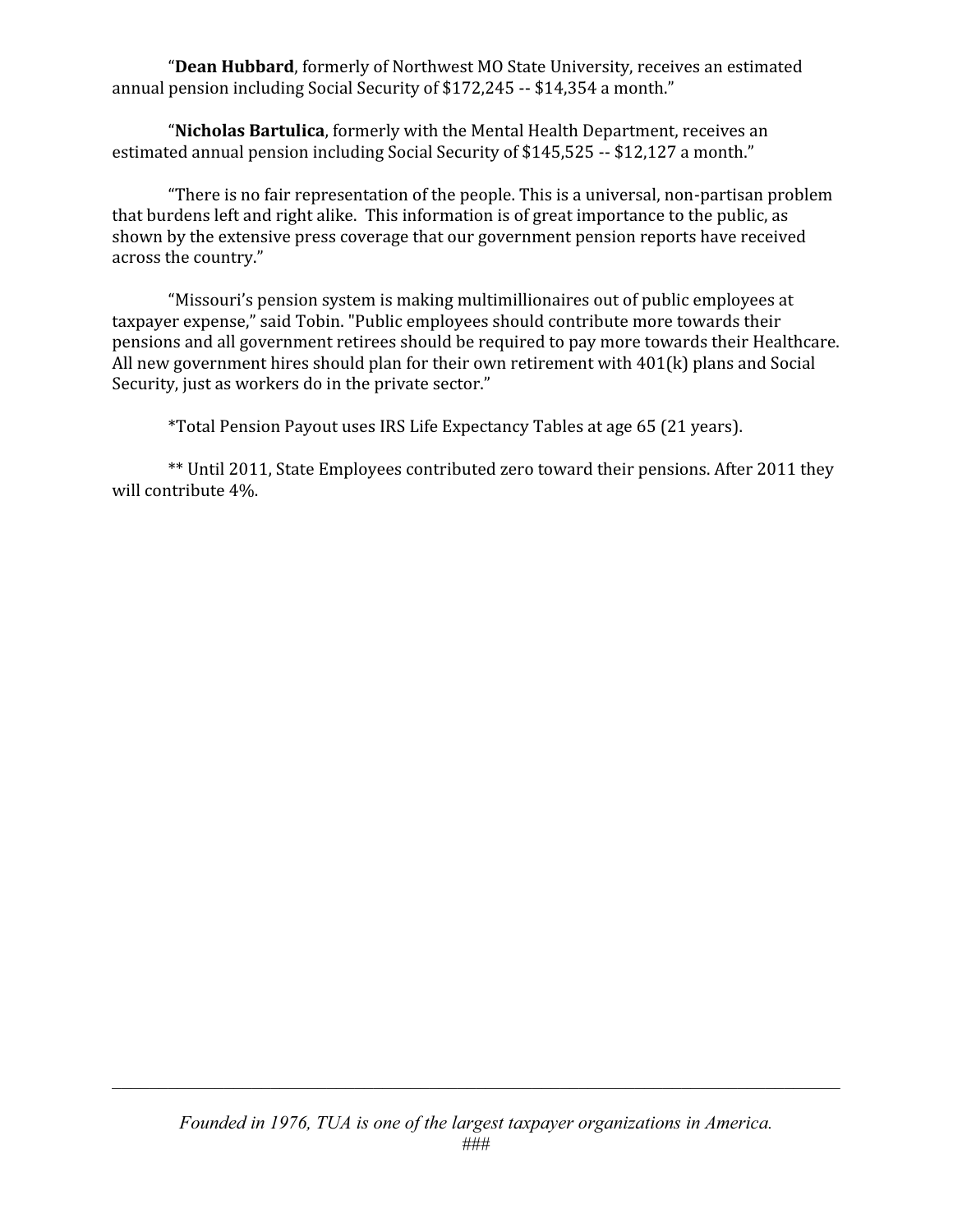"**Dean Hubbard**, formerly of Northwest MO State University, receives an estimated annual pension including Social Security of $172,245 -- $14,354 a month."

"**Nicholas Bartulica**, formerly with the Mental Health Department, receives an estimated annual pension including Social Security of $145,525 -- $12,127 a month."

"There is no fair representation of the people. This is a universal, non-partisan problem that burdens left and right alike. This information is of great importance to the public, as shown by the extensive press coverage that our government pension reports have received across the country."

"Missouri's pension system is making multimillionaires out of public employees at taxpayer expense," said Tobin. "Public employees should contribute more towards their pensions and all government retirees should be required to pay more towards their Healthcare. All new government hires should plan for their own retirement with 401(k) plans and Social Security, just as workers do in the private sector."

*Total Pension Payout uses IRS Life Expectancy Tables at age 65 (21 years).

** Until 2011, State Employees contributed zero toward their pensions. After 2011 they will contribute 4%.

---

*Founded in 1976, TUA is one of the largest taxpayer organizations in America.*

###